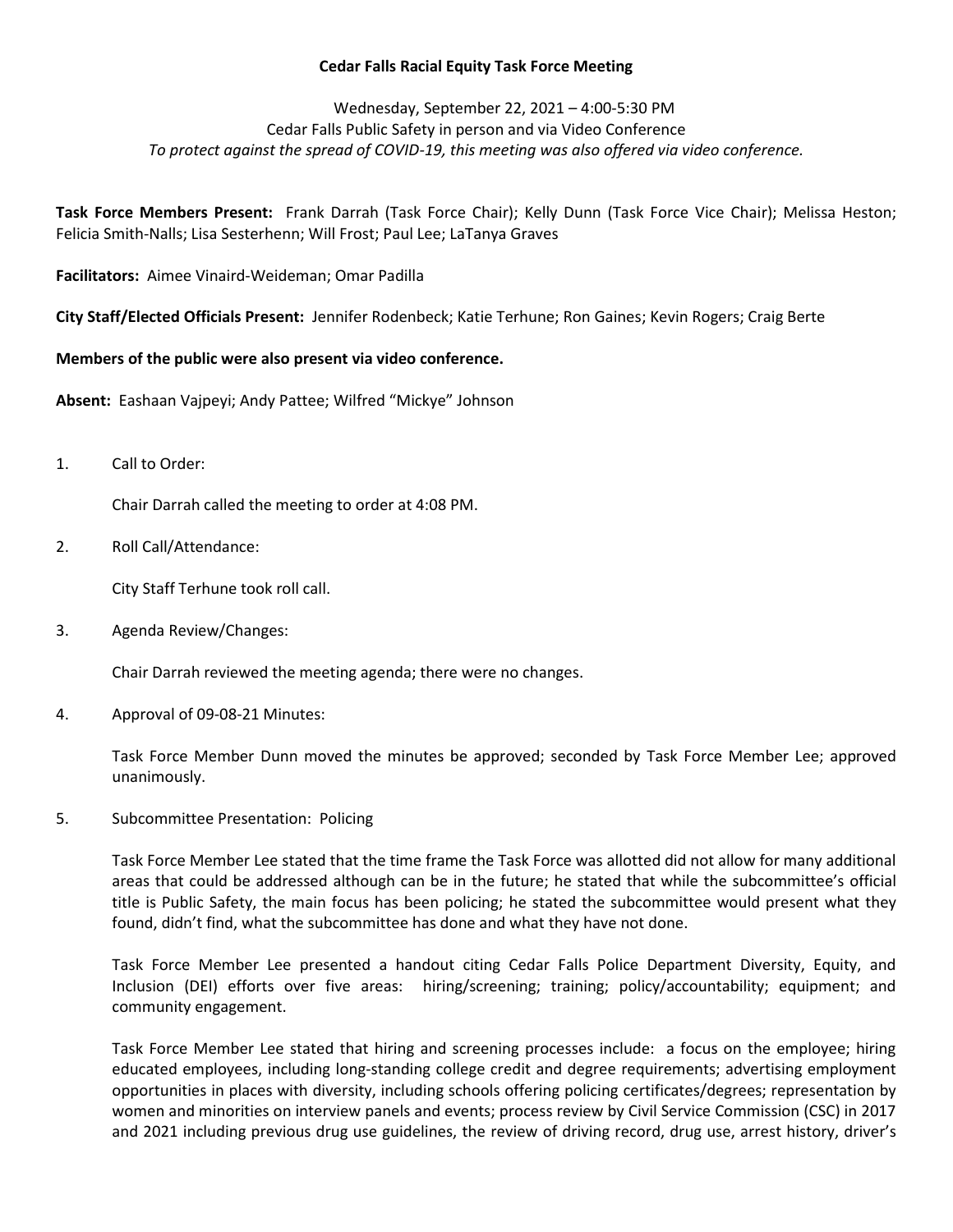# Cedar Falls Racial Equity Task Force Meeting

Wednesday, September 22, 2021 – 4:00-5:30 PM
Cedar Falls Public Safety in person and via Video Conference
*To protect against the spread of COVID-19, this meeting was also offered via video conference.*

**Task Force Members Present:** Frank Darrah (Task Force Chair); Kelly Dunn (Task Force Vice Chair); Melissa Heston; Felicia Smith-Nalls; Lisa Sesterhenn; Will Frost; Paul Lee; LaTanya Graves

**Facilitators:** Aimee Vinaird-Weideman; Omar Padilla

**City Staff/Elected Officials Present:** Jennifer Rodenbeck; Katie Terhune; Ron Gaines; Kevin Rogers; Craig Berte

**Members of the public were also present via video conference.**

**Absent:** Eashaan Vajpeyi; Andy Pattee; Wilfred "Mickye" Johnson

1. Call to Order:

   Chair Darrah called the meeting to order at 4:08 PM.

2. Roll Call/Attendance:

   City Staff Terhune took roll call.

3. Agenda Review/Changes:

   Chair Darrah reviewed the meeting agenda; there were no changes.

4. Approval of 09-08-21 Minutes:

   Task Force Member Dunn moved the minutes be approved; seconded by Task Force Member Lee; approved unanimously.

5. Subcommittee Presentation: Policing

   Task Force Member Lee stated that the time frame the Task Force was allotted did not allow for many additional areas that could be addressed although can be in the future; he stated that while the subcommittee's official title is Public Safety, the main focus has been policing; he stated the subcommittee would present what they found, didn't find, what the subcommittee has done and what they have not done.

   Task Force Member Lee presented a handout citing Cedar Falls Police Department Diversity, Equity, and Inclusion (DEI) efforts over five areas: hiring/screening; training; policy/accountability; equipment; and community engagement.

   Task Force Member Lee stated that hiring and screening processes include: a focus on the employee; hiring educated employees, including long-standing college credit and degree requirements; advertising employment opportunities in places with diversity, including schools offering policing certificates/degrees; representation by women and minorities on interview panels and events; process review by Civil Service Commission (CSC) in 2017 and 2021 including previous drug use guidelines, the review of driving record, drug use, arrest history, driver's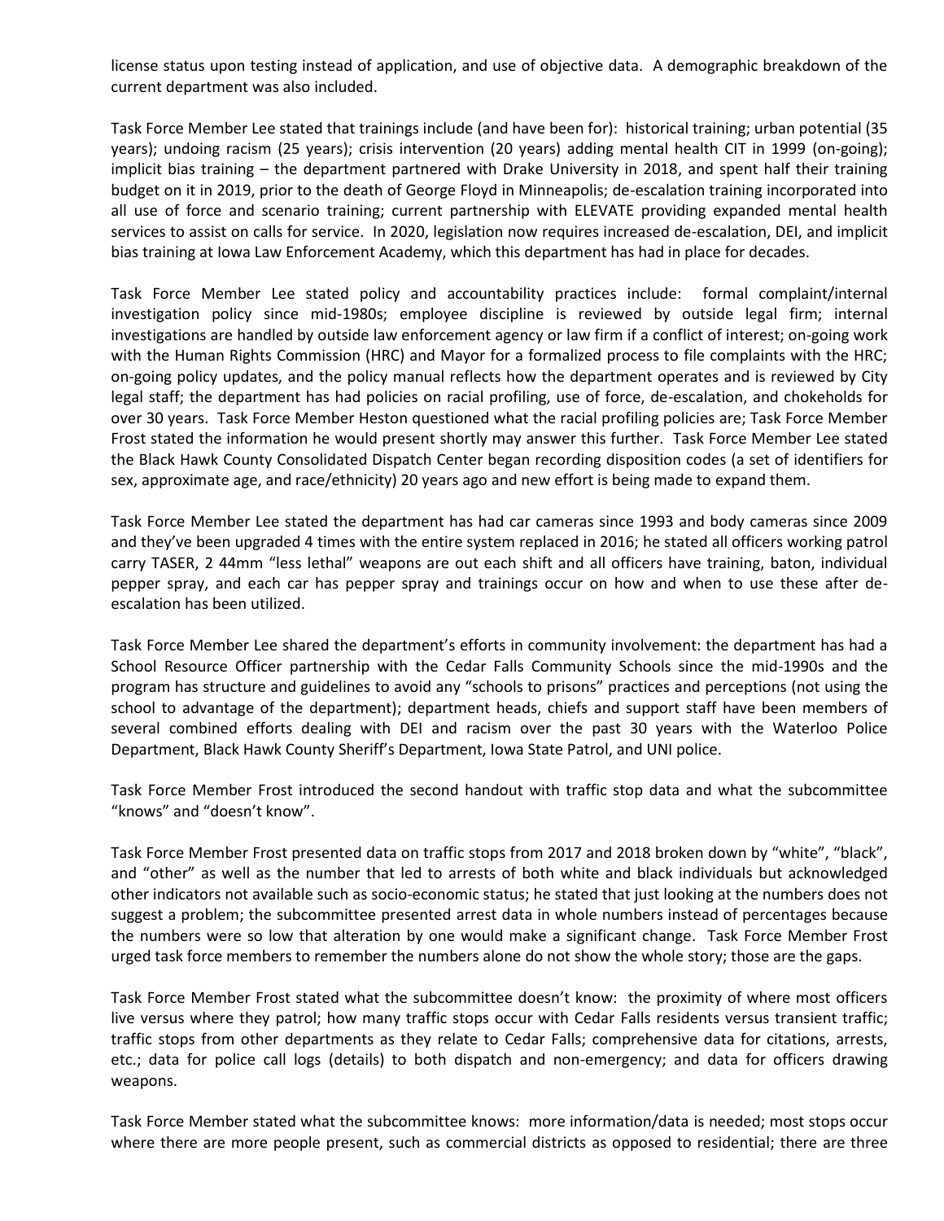license status upon testing instead of application, and use of objective data. A demographic breakdown of the current department was also included.

Task Force Member Lee stated that trainings include (and have been for): historical training; urban potential (35 years); undoing racism (25 years); crisis intervention (20 years) adding mental health CIT in 1999 (on-going); implicit bias training – the department partnered with Drake University in 2018, and spent half their training budget on it in 2019, prior to the death of George Floyd in Minneapolis; de-escalation training incorporated into all use of force and scenario training; current partnership with ELEVATE providing expanded mental health services to assist on calls for service. In 2020, legislation now requires increased de-escalation, DEI, and implicit bias training at Iowa Law Enforcement Academy, which this department has had in place for decades.

Task Force Member Lee stated policy and accountability practices include: formal complaint/internal investigation policy since mid-1980s; employee discipline is reviewed by outside legal firm; internal investigations are handled by outside law enforcement agency or law firm if a conflict of interest; on-going work with the Human Rights Commission (HRC) and Mayor for a formalized process to file complaints with the HRC; on-going policy updates, and the policy manual reflects how the department operates and is reviewed by City legal staff; the department has had policies on racial profiling, use of force, de-escalation, and chokeholds for over 30 years. Task Force Member Heston questioned what the racial profiling policies are; Task Force Member Frost stated the information he would present shortly may answer this further. Task Force Member Lee stated the Black Hawk County Consolidated Dispatch Center began recording disposition codes (a set of identifiers for sex, approximate age, and race/ethnicity) 20 years ago and new effort is being made to expand them.

Task Force Member Lee stated the department has had car cameras since 1993 and body cameras since 2009 and they've been upgraded 4 times with the entire system replaced in 2016; he stated all officers working patrol carry TASER, 2 44mm "less lethal" weapons are out each shift and all officers have training, baton, individual pepper spray, and each car has pepper spray and trainings occur on how and when to use these after de-escalation has been utilized.

Task Force Member Lee shared the department's efforts in community involvement: the department has had a School Resource Officer partnership with the Cedar Falls Community Schools since the mid-1990s and the program has structure and guidelines to avoid any "schools to prisons" practices and perceptions (not using the school to advantage of the department); department heads, chiefs and support staff have been members of several combined efforts dealing with DEI and racism over the past 30 years with the Waterloo Police Department, Black Hawk County Sheriff's Department, Iowa State Patrol, and UNI police.

Task Force Member Frost introduced the second handout with traffic stop data and what the subcommittee "knows" and "doesn't know".

Task Force Member Frost presented data on traffic stops from 2017 and 2018 broken down by "white", "black", and "other" as well as the number that led to arrests of both white and black individuals but acknowledged other indicators not available such as socio-economic status; he stated that just looking at the numbers does not suggest a problem; the subcommittee presented arrest data in whole numbers instead of percentages because the numbers were so low that alteration by one would make a significant change. Task Force Member Frost urged task force members to remember the numbers alone do not show the whole story; those are the gaps.

Task Force Member Frost stated what the subcommittee doesn't know: the proximity of where most officers live versus where they patrol; how many traffic stops occur with Cedar Falls residents versus transient traffic; traffic stops from other departments as they relate to Cedar Falls; comprehensive data for citations, arrests, etc.; data for police call logs (details) to both dispatch and non-emergency; and data for officers drawing weapons.

Task Force Member stated what the subcommittee knows: more information/data is needed; most stops occur where there are more people present, such as commercial districts as opposed to residential; there are three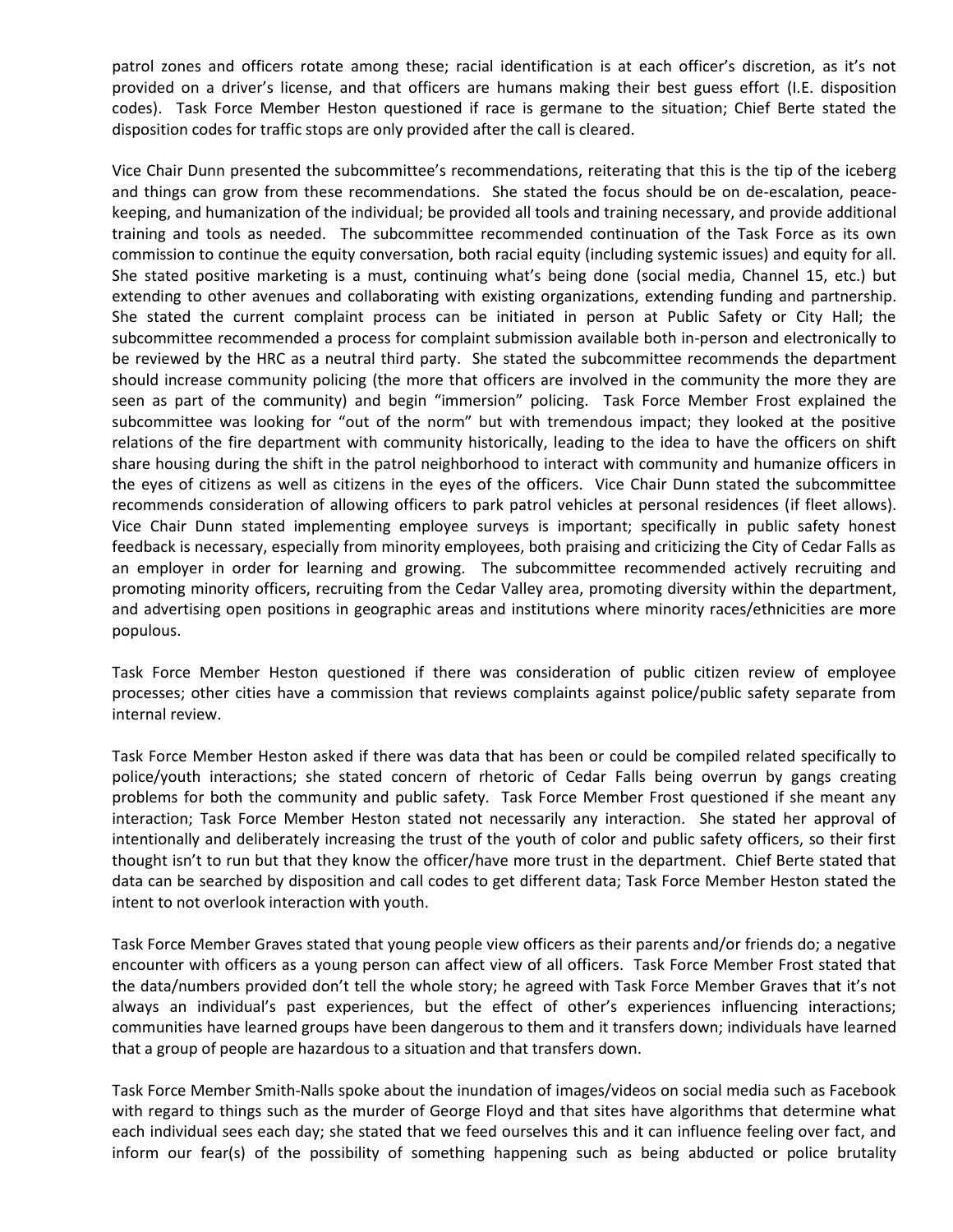patrol zones and officers rotate among these; racial identification is at each officer's discretion, as it's not provided on a driver's license, and that officers are humans making their best guess effort (I.E. disposition codes). Task Force Member Heston questioned if race is germane to the situation; Chief Berte stated the disposition codes for traffic stops are only provided after the call is cleared.

Vice Chair Dunn presented the subcommittee's recommendations, reiterating that this is the tip of the iceberg and things can grow from these recommendations. She stated the focus should be on de-escalation, peace-keeping, and humanization of the individual; be provided all tools and training necessary, and provide additional training and tools as needed. The subcommittee recommended continuation of the Task Force as its own commission to continue the equity conversation, both racial equity (including systemic issues) and equity for all. She stated positive marketing is a must, continuing what's being done (social media, Channel 15, etc.) but extending to other avenues and collaborating with existing organizations, extending funding and partnership. She stated the current complaint process can be initiated in person at Public Safety or City Hall; the subcommittee recommended a process for complaint submission available both in-person and electronically to be reviewed by the HRC as a neutral third party. She stated the subcommittee recommends the department should increase community policing (the more that officers are involved in the community the more they are seen as part of the community) and begin "immersion" policing. Task Force Member Frost explained the subcommittee was looking for "out of the norm" but with tremendous impact; they looked at the positive relations of the fire department with community historically, leading to the idea to have the officers on shift share housing during the shift in the patrol neighborhood to interact with community and humanize officers in the eyes of citizens as well as citizens in the eyes of the officers. Vice Chair Dunn stated the subcommittee recommends consideration of allowing officers to park patrol vehicles at personal residences (if fleet allows). Vice Chair Dunn stated implementing employee surveys is important; specifically in public safety honest feedback is necessary, especially from minority employees, both praising and criticizing the City of Cedar Falls as an employer in order for learning and growing. The subcommittee recommended actively recruiting and promoting minority officers, recruiting from the Cedar Valley area, promoting diversity within the department, and advertising open positions in geographic areas and institutions where minority races/ethnicities are more populous.

Task Force Member Heston questioned if there was consideration of public citizen review of employee processes; other cities have a commission that reviews complaints against police/public safety separate from internal review.

Task Force Member Heston asked if there was data that has been or could be compiled related specifically to police/youth interactions; she stated concern of rhetoric of Cedar Falls being overrun by gangs creating problems for both the community and public safety. Task Force Member Frost questioned if she meant any interaction; Task Force Member Heston stated not necessarily any interaction. She stated her approval of intentionally and deliberately increasing the trust of the youth of color and public safety officers, so their first thought isn't to run but that they know the officer/have more trust in the department. Chief Berte stated that data can be searched by disposition and call codes to get different data; Task Force Member Heston stated the intent to not overlook interaction with youth.

Task Force Member Graves stated that young people view officers as their parents and/or friends do; a negative encounter with officers as a young person can affect view of all officers. Task Force Member Frost stated that the data/numbers provided don't tell the whole story; he agreed with Task Force Member Graves that it's not always an individual's past experiences, but the effect of other's experiences influencing interactions; communities have learned groups have been dangerous to them and it transfers down; individuals have learned that a group of people are hazardous to a situation and that transfers down.

Task Force Member Smith-Nalls spoke about the inundation of images/videos on social media such as Facebook with regard to things such as the murder of George Floyd and that sites have algorithms that determine what each individual sees each day; she stated that we feed ourselves this and it can influence feeling over fact, and inform our fear(s) of the possibility of something happening such as being abducted or police brutality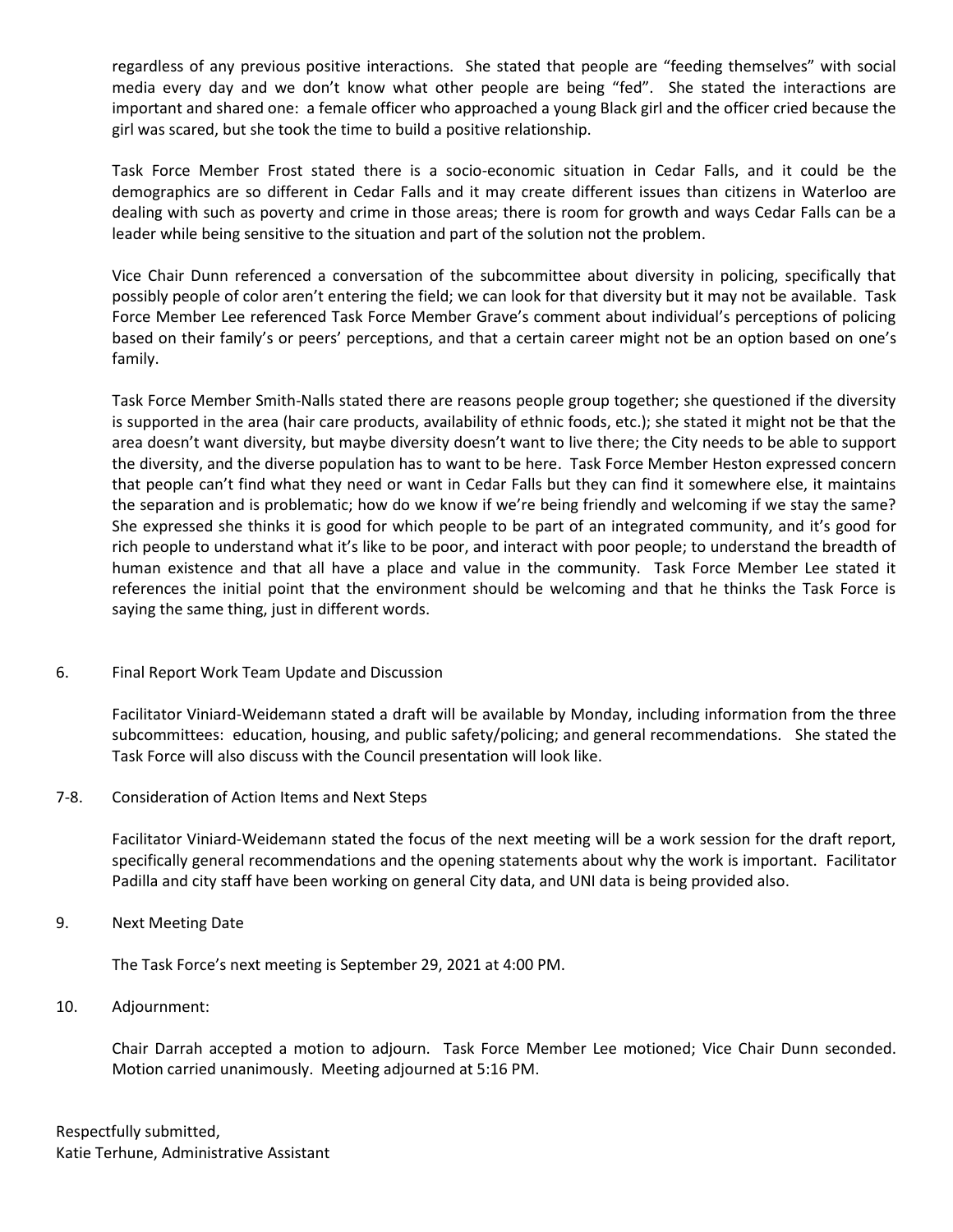regardless of any previous positive interactions. She stated that people are "feeding themselves" with social media every day and we don't know what other people are being "fed". She stated the interactions are important and shared one: a female officer who approached a young Black girl and the officer cried because the girl was scared, but she took the time to build a positive relationship.

Task Force Member Frost stated there is a socio-economic situation in Cedar Falls, and it could be the demographics are so different in Cedar Falls and it may create different issues than citizens in Waterloo are dealing with such as poverty and crime in those areas; there is room for growth and ways Cedar Falls can be a leader while being sensitive to the situation and part of the solution not the problem.

Vice Chair Dunn referenced a conversation of the subcommittee about diversity in policing, specifically that possibly people of color aren't entering the field; we can look for that diversity but it may not be available. Task Force Member Lee referenced Task Force Member Grave's comment about individual's perceptions of policing based on their family's or peers' perceptions, and that a certain career might not be an option based on one's family.

Task Force Member Smith-Nalls stated there are reasons people group together; she questioned if the diversity is supported in the area (hair care products, availability of ethnic foods, etc.); she stated it might not be that the area doesn't want diversity, but maybe diversity doesn't want to live there; the City needs to be able to support the diversity, and the diverse population has to want to be here. Task Force Member Heston expressed concern that people can't find what they need or want in Cedar Falls but they can find it somewhere else, it maintains the separation and is problematic; how do we know if we're being friendly and welcoming if we stay the same? She expressed she thinks it is good for which people to be part of an integrated community, and it's good for rich people to understand what it's like to be poor, and interact with poor people; to understand the breadth of human existence and that all have a place and value in the community. Task Force Member Lee stated it references the initial point that the environment should be welcoming and that he thinks the Task Force is saying the same thing, just in different words.

6. Final Report Work Team Update and Discussion

   Facilitator Viniard-Weidemann stated a draft will be available by Monday, including information from the three subcommittees: education, housing, and public safety/policing; and general recommendations. She stated the Task Force will also discuss with the Council presentation will look like.

7-8. Consideration of Action Items and Next Steps

   Facilitator Viniard-Weidemann stated the focus of the next meeting will be a work session for the draft report, specifically general recommendations and the opening statements about why the work is important. Facilitator Padilla and city staff have been working on general City data, and UNI data is being provided also.

9. Next Meeting Date

   The Task Force's next meeting is September 29, 2021 at 4:00 PM.

10. Adjournment:

   Chair Darrah accepted a motion to adjourn. Task Force Member Lee motioned; Vice Chair Dunn seconded. Motion carried unanimously. Meeting adjourned at 5:16 PM.

Respectfully submitted,
Katie Terhune, Administrative Assistant